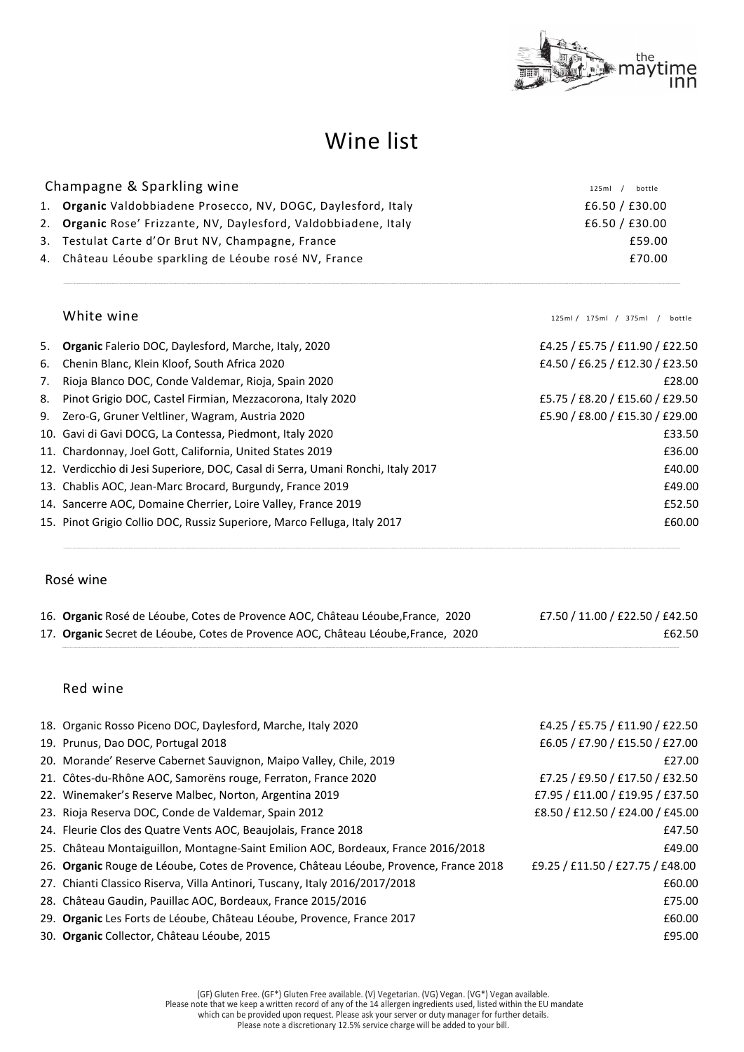# Wine list

## Champagne & Sparkling wine

| | Wine | 125ml / bottle |
|---|---|---|
| 1. | **Organic** Valdobbiadene Prosecco, NV, DOGC, Daylesford, Italy | £6.50 / £30.00 |
| 2. | **Organic** Rose' Frizzante, NV, Daylesford, Valdobbiadene, Italy | £6.50 / £30.00 |
| 3. | Testulat Carte d'Or Brut NV, Champagne, France | £59.00 |
| 4. | Château Léoube sparkling de Léoube rosé NV, France | £70.00 |

## White wine

| | Wine | 125ml / 175ml / 375ml / bottle |
|---|---|---|
| 5. | **Organic** Falerio DOC, Daylesford, Marche, Italy, 2020 | £4.25 / £5.75 / £11.90 / £22.50 |
| 6. | Chenin Blanc, Klein Kloof, South Africa 2020 | £4.50 / £6.25 / £12.30 / £23.50 |
| 7. | Rioja Blanco DOC, Conde Valdemar, Rioja, Spain 2020 | £28.00 |
| 8. | Pinot Grigio DOC, Castel Firmian, Mezzacorona, Italy 2020 | £5.75 / £8.20 / £15.60 / £29.50 |
| 9. | Zero-G, Gruner Veltliner, Wagram, Austria 2020 | £5.90 / £8.00 / £15.30 / £29.00 |
| 10. | Gavi di Gavi DOCG, La Contessa, Piedmont, Italy 2020 | £33.50 |
| 11. | Chardonnay, Joel Gott, California, United States 2019 | £36.00 |
| 12. | Verdicchio di Jesi Superiore, DOC, Casal di Serra, Umani Ronchi, Italy 2017 | £40.00 |
| 13. | Chablis AOC, Jean-Marc Brocard, Burgundy, France 2019 | £49.00 |
| 14. | Sancerre AOC, Domaine Cherrier, Loire Valley, France 2019 | £52.50 |
| 15. | Pinot Grigio Collio DOC, Russiz Superiore, Marco Felluga, Italy 2017 | £60.00 |

## Rosé wine

| | Wine | Price |
|---|---|---|
| 16. | **Organic** Rosé de Léoube, Cotes de Provence AOC, Château Léoube,France, 2020 | £7.50 / 11.00 / £22.50 / £42.50 |
| 17. | **Organic** Secret de Léoube, Cotes de Provence AOC, Château Léoube,France, 2020 | £62.50 |

## Red wine

| | Wine | Price |
|---|---|---|
| 18. | Organic Rosso Piceno DOC, Daylesford, Marche, Italy 2020 | £4.25 / £5.75 / £11.90 / £22.50 |
| 19. | Prunus, Dao DOC, Portugal 2018 | £6.05 / £7.90 / £15.50 / £27.00 |
| 20. | Morande' Reserve Cabernet Sauvignon, Maipo Valley, Chile, 2019 | £27.00 |
| 21. | Côtes-du-Rhône AOC, Samorëns rouge, Ferraton, France 2020 | £7.25 / £9.50 / £17.50 / £32.50 |
| 22. | Winemaker's Reserve Malbec, Norton, Argentina 2019 | £7.95 / £11.00 / £19.95 / £37.50 |
| 23. | Rioja Reserva DOC, Conde de Valdemar, Spain 2012 | £8.50 / £12.50 / £24.00 / £45.00 |
| 24. | Fleurie Clos des Quatre Vents AOC, Beaujolais, France 2018 | £47.50 |
| 25. | Château Montaiguillon, Montagne-Saint Emilion AOC, Bordeaux, France 2016/2018 | £49.00 |
| 26. | **Organic** Rouge de Léoube, Cotes de Provence, Château Léoube, Provence, France 2018 | £9.25 / £11.50 / £27.75 / £48.00 |
| 27. | Chianti Classico Riserva, Villa Antinori, Tuscany, Italy 2016/2017/2018 | £60.00 |
| 28. | Château Gaudin, Pauillac AOC, Bordeaux, France 2015/2016 | £75.00 |
| 29. | **Organic** Les Forts de Léoube, Château Léoube, Provence, France 2017 | £60.00 |
| 30. | **Organic** Collector, Château Léoube, 2015 | £95.00 |

(GF) Gluten Free. (GF*) Gluten Free available. (V) Vegetarian. (VG) Vegan. (VG*) Vegan available.
Please note that we keep a written record of any of the 14 allergen ingredients used, listed within the EU mandate which can be provided upon request. Please ask your server or duty manager for further details.
Please note a discretionary 12.5% service charge will be added to your bill.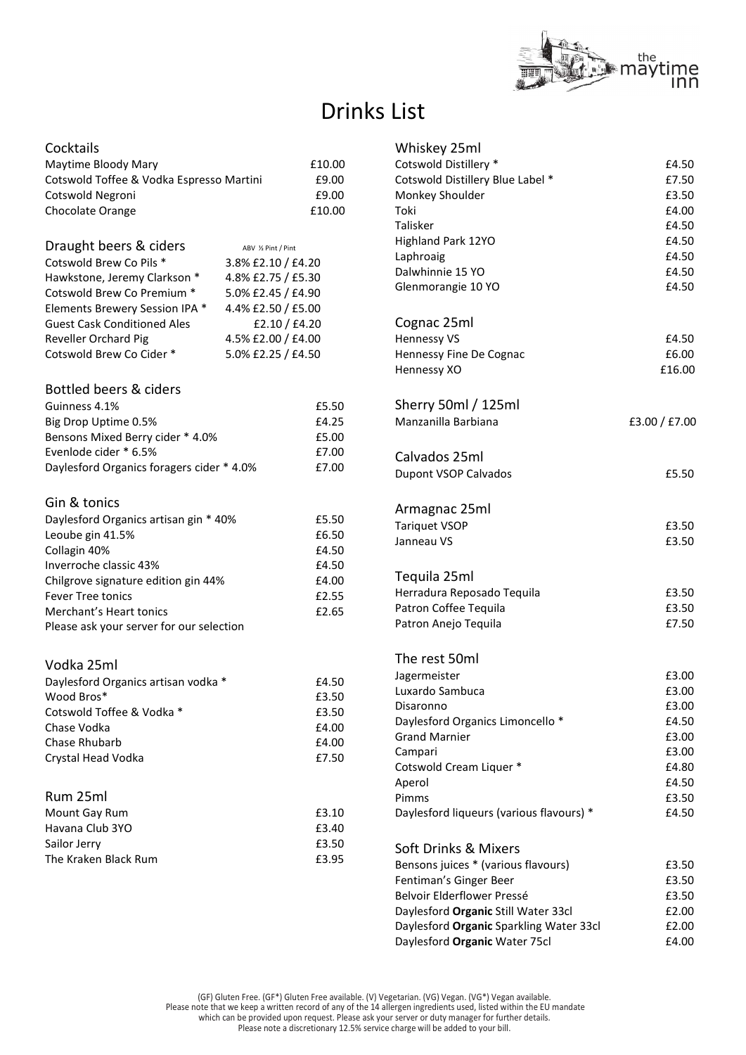# Drinks List

## Cocktails

| | |
|---|---|
| Maytime Bloody Mary | £10.00 |
| Cotswold Toffee & Vodka Espresso Martini | £9.00 |
| Cotswold Negroni | £9.00 |
| Chocolate Orange | £10.00 |

## Draught beers & ciders

| | ABV ½ Pint / Pint |
|---|---|
| Cotswold Brew Co Pils * | 3.8% £2.10 / £4.20 |
| Hawkstone, Jeremy Clarkson * | 4.8% £2.75 / £5.30 |
| Cotswold Brew Co Premium * | 5.0% £2.45 / £4.90 |
| Elements Brewery Session IPA * | 4.4% £2.50 / £5.00 |
| Guest Cask Conditioned Ales | £2.10 / £4.20 |
| Reveller Orchard Pig | 4.5% £2.00 / £4.00 |
| Cotswold Brew Co Cider * | 5.0% £2.25 / £4.50 |

## Bottled beers & ciders

| | |
|---|---|
| Guinness 4.1% | £5.50 |
| Big Drop Uptime 0.5% | £4.25 |
| Bensons Mixed Berry cider * 4.0% | £5.00 |
| Evenlode cider * 6.5% | £7.00 |
| Daylesford Organics foragers cider * 4.0% | £7.00 |

## Gin & tonics

| | |
|---|---|
| Daylesford Organics artisan gin * 40% | £5.50 |
| Leoube gin 41.5% | £6.50 |
| Collagin 40% | £4.50 |
| Inverroche classic 43% | £4.50 |
| Chilgrove signature edition gin 44% | £4.00 |
| Fever Tree tonics | £2.55 |
| Merchant's Heart tonics | £2.65 |

Please ask your server for our selection

## Vodka 25ml

| | |
|---|---|
| Daylesford Organics artisan vodka * | £4.50 |
| Wood Bros* | £3.50 |
| Cotswold Toffee & Vodka * | £3.50 |
| Chase Vodka | £4.00 |
| Chase Rhubarb | £4.00 |
| Crystal Head Vodka | £7.50 |

## Rum 25ml

| | |
|---|---|
| Mount Gay Rum | £3.10 |
| Havana Club 3YO | £3.40 |
| Sailor Jerry | £3.50 |
| The Kraken Black Rum | £3.95 |

## Whiskey 25ml

| | |
|---|---|
| Cotswold Distillery * | £4.50 |
| Cotswold Distillery Blue Label * | £7.50 |
| Monkey Shoulder | £3.50 |
| Toki | £4.00 |
| Talisker | £4.50 |
| Highland Park 12YO | £4.50 |
| Laphroaig | £4.50 |
| Dalwhinnie 15 YO | £4.50 |
| Glenmorangie 10 YO | £4.50 |

## Cognac 25ml

| | |
|---|---|
| Hennessy VS | £4.50 |
| Hennessy Fine De Cognac | £6.00 |
| Hennessy XO | £16.00 |

## Sherry 50ml / 125ml

| | |
|---|---|
| Manzanilla Barbiana | £3.00 / £7.00 |

## Calvados 25ml

| | |
|---|---|
| Dupont VSOP Calvados | £5.50 |

## Armagnac 25ml

| | |
|---|---|
| Tariquet VSOP | £3.50 |
| Janneau VS | £3.50 |

## Tequila 25ml

| | |
|---|---|
| Herradura Reposado Tequila | £3.50 |
| Patron Coffee Tequila | £3.50 |
| Patron Anejo Tequila | £7.50 |

## The rest 50ml

| | |
|---|---|
| Jagermeister | £3.00 |
| Luxardo Sambuca | £3.00 |
| Disaronno | £3.00 |
| Daylesford Organics Limoncello * | £4.50 |
| Grand Marnier | £3.00 |
| Campari | £3.00 |
| Cotswold Cream Liquer * | £4.80 |
| Aperol | £4.50 |
| Pimms | £3.50 |
| Daylesford liqueurs (various flavours) * | £4.50 |

## Soft Drinks & Mixers

| | |
|---|---|
| Bensons juices * (various flavours) | £3.50 |
| Fentiman's Ginger Beer | £3.50 |
| Belvoir Elderflower Pressé | £3.50 |
| Daylesford **Organic** Still Water 33cl | £2.00 |
| Daylesford **Organic** Sparkling Water 33cl | £2.00 |
| Daylesford **Organic** Water 75cl | £4.00 |

(GF) Gluten Free. (GF*) Gluten Free available. (V) Vegetarian. (VG) Vegan. (VG*) Vegan available.
Please note that we keep a written record of any of the 14 allergen ingredients used, listed within the EU mandate which can be provided upon request. Please ask your server or duty manager for further details.
Please note a discretionary 12.5% service charge will be added to your bill.